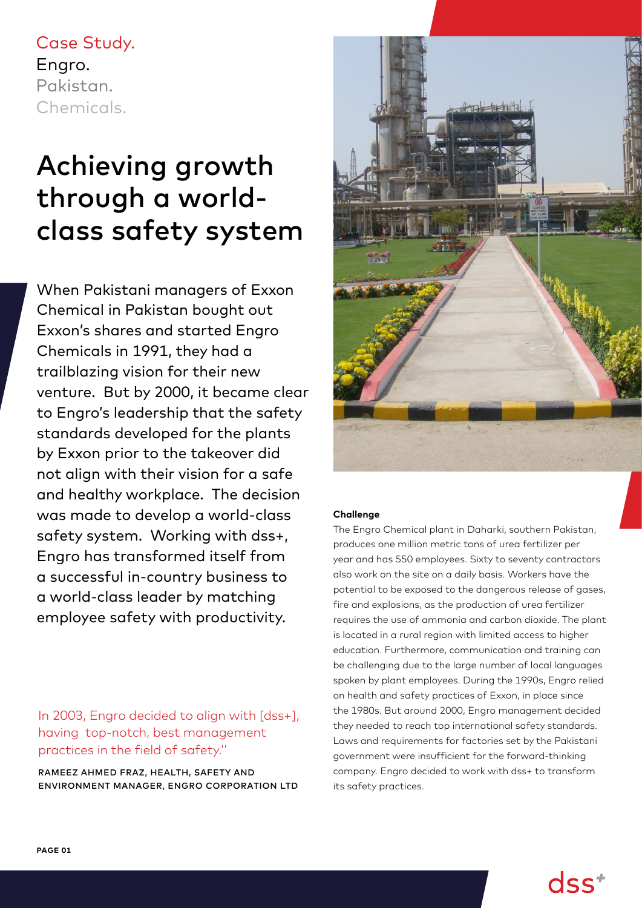Case Study.
Engro.
Pakistan.
Chemicals.

# Achieving growth through a world-class safety system

When Pakistani managers of Exxon Chemical in Pakistan bought out Exxon's shares and started Engro Chemicals in 1991, they had a trailblazing vision for their new venture. But by 2000, it became clear to Engro's leadership that the safety standards developed for the plants by Exxon prior to the takeover did not align with their vision for a safe and healthy workplace. The decision was made to develop a world-class safety system. Working with dss+, Engro has transformed itself from a successful in-country business to a world-class leader by matching employee safety with productivity.

> In 2003, Engro decided to align with [dss+], having top-notch, best management practices in the field of safety."
>
> RAMEEZ AHMED FRAZ, HEALTH, SAFETY AND ENVIRONMENT MANAGER, ENGRO CORPORATION LTD

**Challenge**

The Engro Chemical plant in Daharki, southern Pakistan, produces one million metric tons of urea fertilizer per year and has 550 employees. Sixty to seventy contractors also work on the site on a daily basis. Workers have the potential to be exposed to the dangerous release of gases, fire and explosions, as the production of urea fertilizer requires the use of ammonia and carbon dioxide. The plant is located in a rural region with limited access to higher education. Furthermore, communication and training can be challenging due to the large number of local languages spoken by plant employees. During the 1990s, Engro relied on health and safety practices of Exxon, in place since the 1980s. But around 2000, Engro management decided they needed to reach top international safety standards. Laws and requirements for factories set by the Pakistani government were insufficient for the forward-thinking company. Engro decided to work with dss+ to transform its safety practices.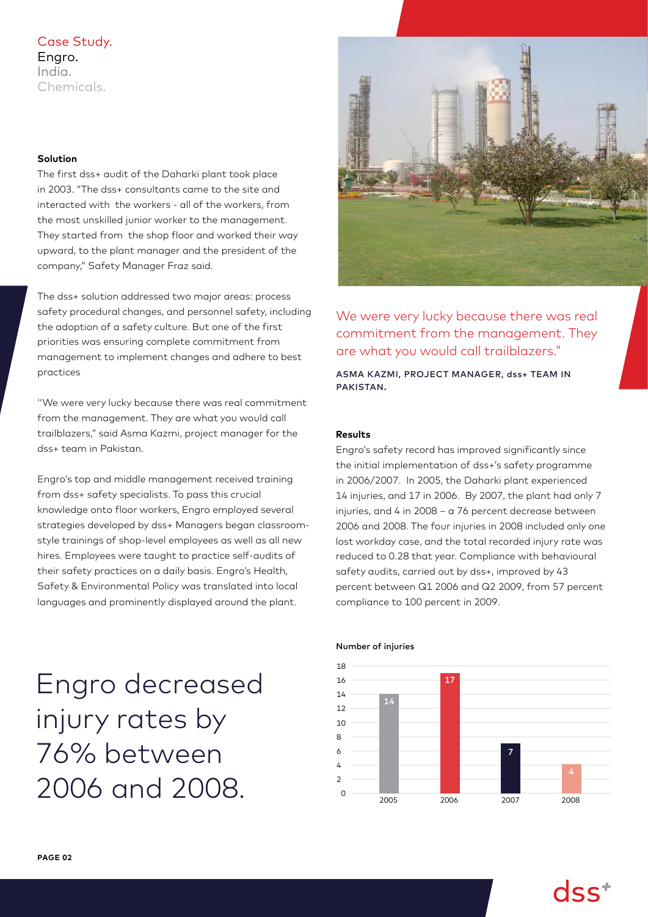Case Study.
Engro.
India.
Chemicals.

### Solution

The first dss+ audit of the Daharki plant took place in 2003. "The dss+ consultants came to the site and interacted with the workers - all of the workers, from the most unskilled junior worker to the management. They started from the shop floor and worked their way upward, to the plant manager and the president of the company," Safety Manager Fraz said.

The dss+ solution addressed two major areas: process safety procedural changes, and personnel safety, including the adoption of a safety culture. But one of the first priorities was ensuring complete commitment from management to implement changes and adhere to best practices

"We were very lucky because there was real commitment from the management. They are what you would call trailblazers," said Asma Kazmi, project manager for the dss+ team in Pakistan.

Engro's top and middle management received training from dss+ safety specialists. To pass this crucial knowledge onto floor workers, Engro employed several strategies developed by dss+ Managers began classroom-style trainings of shop-level employees as well as all new hires. Employees were taught to practice self-audits of their safety practices on a daily basis. Engro's Health, Safety & Environmental Policy was translated into local languages and prominently displayed around the plant.

Engro decreased injury rates by 76% between 2006 and 2008.

We were very lucky because there was real commitment from the management. They are what you would call trailblazers."

ASMA KAZMI, PROJECT MANAGER, dss+ TEAM IN PAKISTAN.

### Results

Engro's safety record has improved significantly since the initial implementation of dss+'s safety programme in 2006/2007. In 2005, the Daharki plant experienced 14 injuries, and 17 in 2006. By 2007, the plant had only 7 injuries, and 4 in 2008 – a 76 percent decrease between 2006 and 2008. The four injuries in 2008 included only one lost workday case, and the total recorded injury rate was reduced to 0.28 that year. Compliance with behavioural safety audits, carried out by dss+, improved by 43 percent between Q1 2006 and Q2 2009, from 57 percent compliance to 100 percent in 2009.

**Number of injuries**

| Year | Number of injuries |
|---|---|
| 2005 | 14 |
| 2006 | 17 |
| 2007 | 7 |
| 2008 | 4 |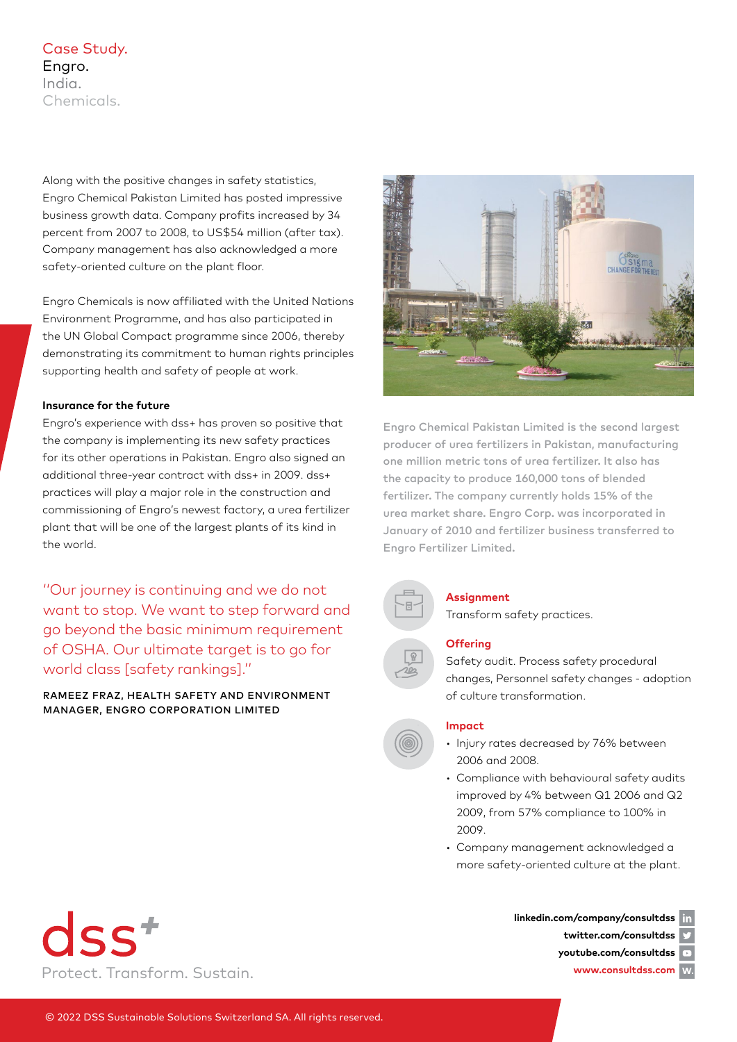Case Study.
Engro.
India.
Chemicals.

Along with the positive changes in safety statistics, Engro Chemical Pakistan Limited has posted impressive business growth data. Company profits increased by 34 percent from 2007 to 2008, to US$54 million (after tax). Company management has also acknowledged a more safety-oriented culture on the plant floor.

Engro Chemicals is now affiliated with the United Nations Environment Programme, and has also participated in the UN Global Compact programme since 2006, thereby demonstrating its commitment to human rights principles supporting health and safety of people at work.

**Insurance for the future**

Engro's experience with dss+ has proven so positive that the company is implementing its new safety practices for its other operations in Pakistan. Engro also signed an additional three-year contract with dss+ in 2009. dss+ practices will play a major role in the construction and commissioning of Engro's newest factory, a urea fertilizer plant that will be one of the largest plants of its kind in the world.

> "Our journey is continuing and we do not want to stop. We want to step forward and go beyond the basic minimum requirement of OSHA. Our ultimate target is to go for world class [safety rankings]."

RAMEEZ FRAZ, HEALTH SAFETY AND ENVIRONMENT MANAGER, ENGRO CORPORATION LIMITED

Engro Chemical Pakistan Limited is the second largest producer of urea fertilizers in Pakistan, manufacturing one million metric tons of urea fertilizer. It also has the capacity to produce 160,000 tons of blended fertilizer. The company currently holds 15% of the urea market share. Engro Corp. was incorporated in January of 2010 and fertilizer business transferred to Engro Fertilizer Limited.

**Assignment**

Transform safety practices.

**Offering**

Safety audit. Process safety procedural changes, Personnel safety changes - adoption of culture transformation.

**Impact**

- Injury rates decreased by 76% between 2006 and 2008.
- Compliance with behavioural safety audits improved by 4% between Q1 2006 and Q2 2009, from 57% compliance to 100% in 2009.
- Company management acknowledged a more safety-oriented culture at the plant.

dss+
Protect. Transform. Sustain.

linkedin.com/company/consultdss
twitter.com/consultdss
youtube.com/consultdss
www.consultdss.com

© 2022 DSS Sustainable Solutions Switzerland SA. All rights reserved.